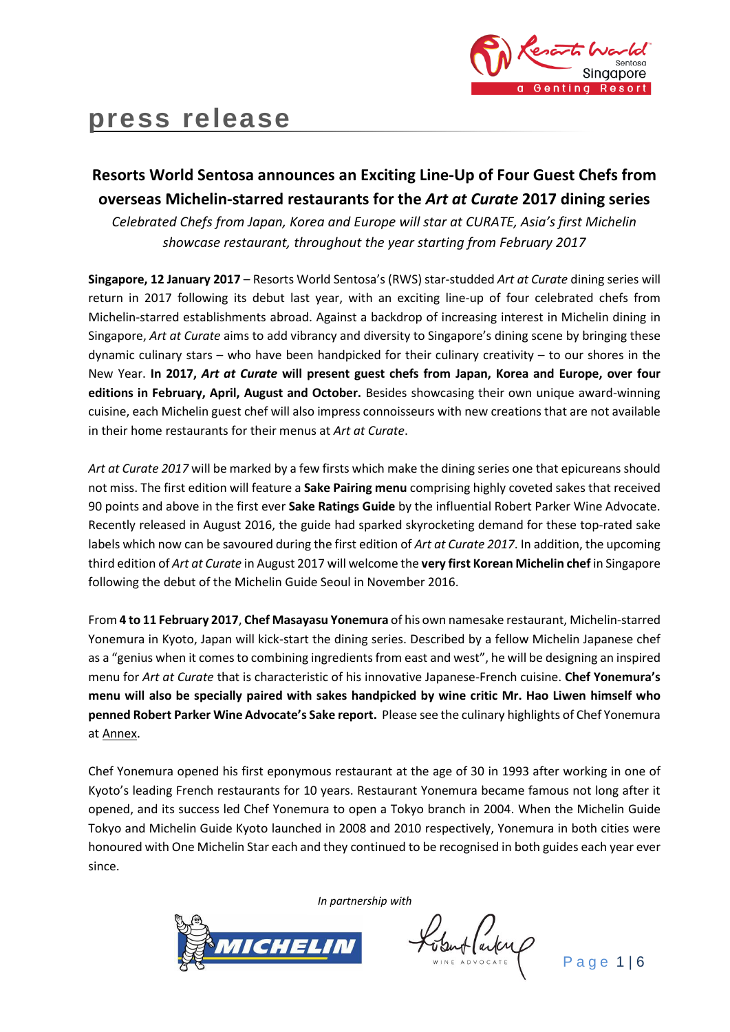# press release

## Resorts World Sentosa announces an Exciting Line-Up of Four Guest Chefs from overseas Michelin-starred restaurants for the *Art at Curate* 2017 dining series

*Celebrated Chefs from Japan, Korea and Europe will star at CURATE, Asia's first Michelin showcase restaurant, throughout the year starting from February 2017*

**Singapore, 12 January 2017** – Resorts World Sentosa's (RWS) star-studded *Art at Curate* dining series will return in 2017 following its debut last year, with an exciting line-up of four celebrated chefs from Michelin-starred establishments abroad. Against a backdrop of increasing interest in Michelin dining in Singapore, *Art at Curate* aims to add vibrancy and diversity to Singapore's dining scene by bringing these dynamic culinary stars – who have been handpicked for their culinary creativity – to our shores in the New Year. **In 2017, *Art at Curate* will present guest chefs from Japan, Korea and Europe, over four editions in February, April, August and October.** Besides showcasing their own unique award-winning cuisine, each Michelin guest chef will also impress connoisseurs with new creations that are not available in their home restaurants for their menus at *Art at Curate*.

*Art at Curate 2017* will be marked by a few firsts which make the dining series one that epicureans should not miss. The first edition will feature a **Sake Pairing menu** comprising highly coveted sakes that received 90 points and above in the first ever **Sake Ratings Guide** by the influential Robert Parker Wine Advocate. Recently released in August 2016, the guide had sparked skyrocketing demand for these top-rated sake labels which now can be savoured during the first edition of *Art at Curate 2017*. In addition, the upcoming third edition of *Art at Curate* in August 2017 will welcome the **very first Korean Michelin chef** in Singapore following the debut of the Michelin Guide Seoul in November 2016.

From **4 to 11 February 2017**, **Chef Masayasu Yonemura** of his own namesake restaurant, Michelin-starred Yonemura in Kyoto, Japan will kick-start the dining series. Described by a fellow Michelin Japanese chef as a "genius when it comes to combining ingredients from east and west", he will be designing an inspired menu for *Art at Curate* that is characteristic of his innovative Japanese-French cuisine. **Chef Yonemura's menu will also be specially paired with sakes handpicked by wine critic Mr. Hao Liwen himself who penned Robert Parker Wine Advocate's Sake report.** Please see the culinary highlights of Chef Yonemura at Annex.

Chef Yonemura opened his first eponymous restaurant at the age of 30 in 1993 after working in one of Kyoto's leading French restaurants for 10 years. Restaurant Yonemura became famous not long after it opened, and its success led Chef Yonemura to open a Tokyo branch in 2004. When the Michelin Guide Tokyo and Michelin Guide Kyoto launched in 2008 and 2010 respectively, Yonemura in both cities were honoured with One Michelin Star each and they continued to be recognised in both guides each year ever since.

*In partnership with*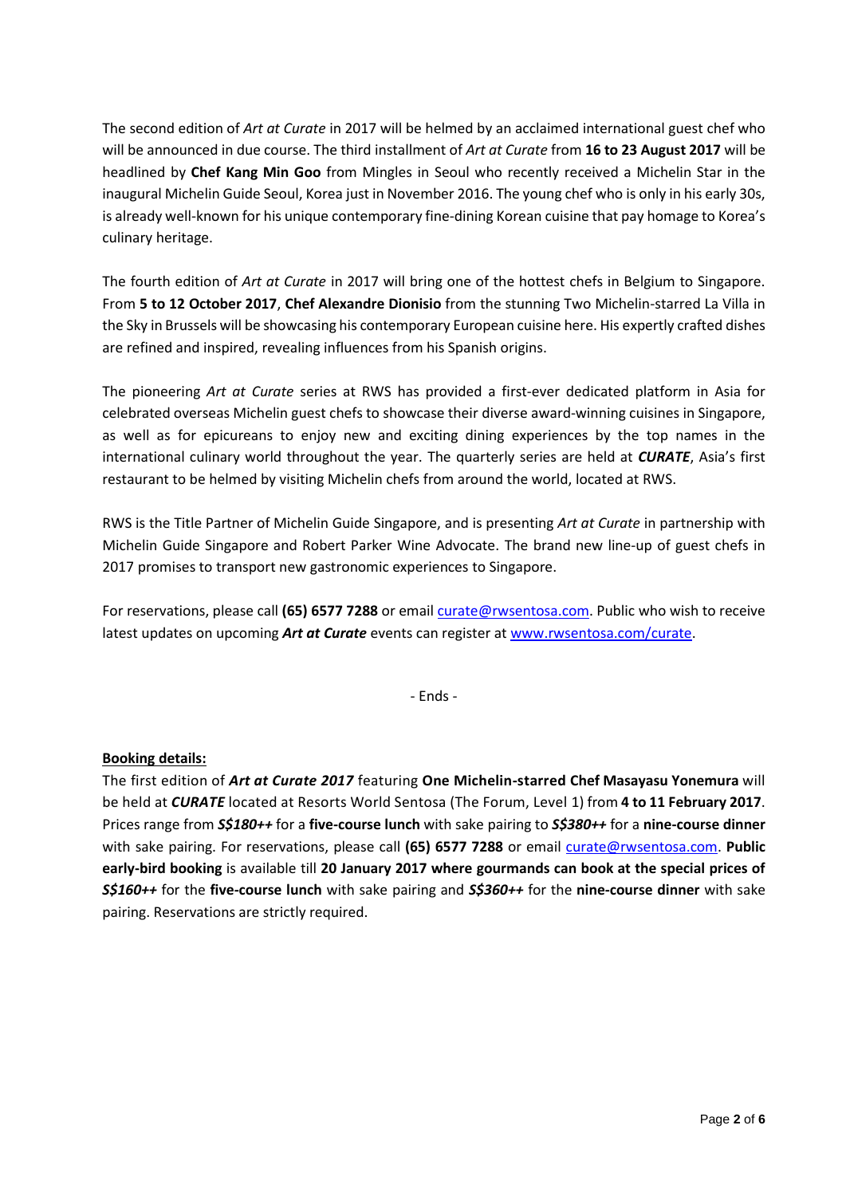The second edition of *Art at Curate* in 2017 will be helmed by an acclaimed international guest chef who will be announced in due course. The third installment of *Art at Curate* from **16 to 23 August 2017** will be headlined by **Chef Kang Min Goo** from Mingles in Seoul who recently received a Michelin Star in the inaugural Michelin Guide Seoul, Korea just in November 2016. The young chef who is only in his early 30s, is already well-known for his unique contemporary fine-dining Korean cuisine that pay homage to Korea's culinary heritage.

The fourth edition of *Art at Curate* in 2017 will bring one of the hottest chefs in Belgium to Singapore. From **5 to 12 October 2017**, **Chef Alexandre Dionisio** from the stunning Two Michelin-starred La Villa in the Sky in Brussels will be showcasing his contemporary European cuisine here. His expertly crafted dishes are refined and inspired, revealing influences from his Spanish origins.

The pioneering *Art at Curate* series at RWS has provided a first-ever dedicated platform in Asia for celebrated overseas Michelin guest chefs to showcase their diverse award-winning cuisines in Singapore, as well as for epicureans to enjoy new and exciting dining experiences by the top names in the international culinary world throughout the year. The quarterly series are held at ***CURATE***, Asia's first restaurant to be helmed by visiting Michelin chefs from around the world, located at RWS.

RWS is the Title Partner of Michelin Guide Singapore, and is presenting *Art at Curate* in partnership with Michelin Guide Singapore and Robert Parker Wine Advocate. The brand new line-up of guest chefs in 2017 promises to transport new gastronomic experiences to Singapore.

For reservations, please call **(65) 6577 7288** or email curate@rwsentosa.com. Public who wish to receive latest updates on upcoming ***Art at Curate*** events can register at www.rwsentosa.com/curate.

- Ends -

**Booking details:**

The first edition of ***Art at Curate 2017*** featuring **One Michelin-starred Chef Masayasu Yonemura** will be held at ***CURATE*** located at Resorts World Sentosa (The Forum, Level 1) from **4 to 11 February 2017**. Prices range from ***S$180++*** for a **five-course lunch** with sake pairing to ***S$380++*** for a **nine-course dinner** with sake pairing. For reservations, please call **(65) 6577 7288** or email curate@rwsentosa.com. **Public early-bird booking** is available till **20 January 2017 where gourmands can book at the special prices of *S$160++*** for the **five-course lunch** with sake pairing and ***S$360++*** for the **nine-course dinner** with sake pairing. Reservations are strictly required.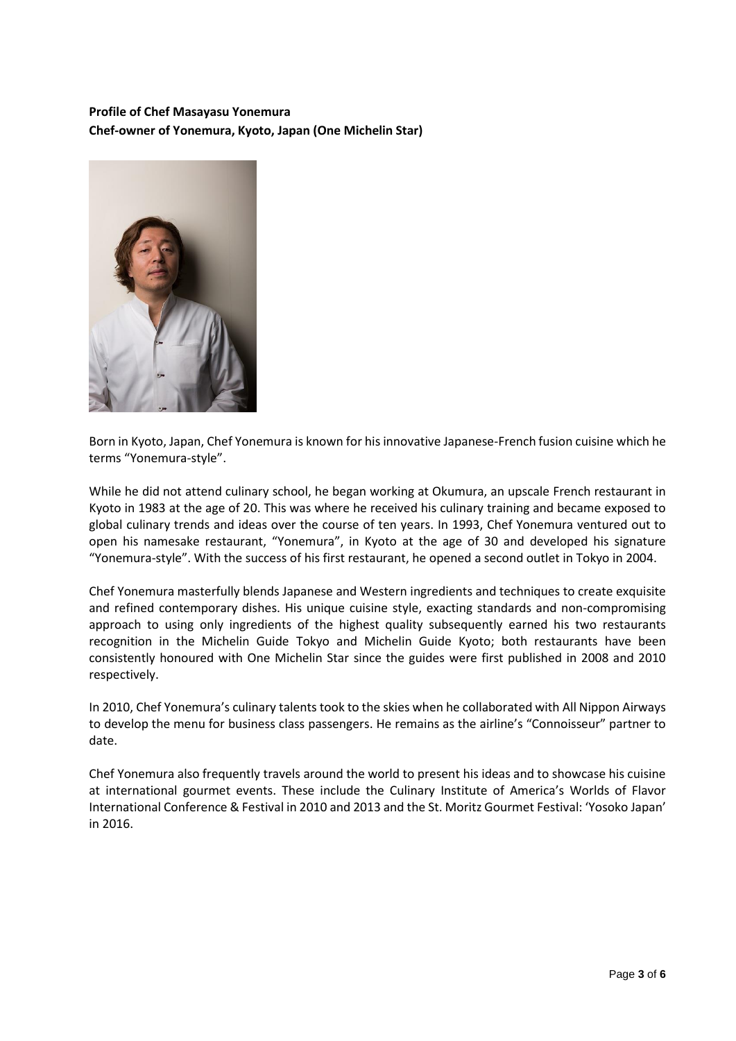**Profile of Chef Masayasu Yonemura**
**Chef-owner of Yonemura, Kyoto, Japan (One Michelin Star)**

Born in Kyoto, Japan, Chef Yonemura is known for his innovative Japanese-French fusion cuisine which he terms "Yonemura-style".

While he did not attend culinary school, he began working at Okumura, an upscale French restaurant in Kyoto in 1983 at the age of 20. This was where he received his culinary training and became exposed to global culinary trends and ideas over the course of ten years. In 1993, Chef Yonemura ventured out to open his namesake restaurant, "Yonemura", in Kyoto at the age of 30 and developed his signature "Yonemura-style". With the success of his first restaurant, he opened a second outlet in Tokyo in 2004.

Chef Yonemura masterfully blends Japanese and Western ingredients and techniques to create exquisite and refined contemporary dishes. His unique cuisine style, exacting standards and non-compromising approach to using only ingredients of the highest quality subsequently earned his two restaurants recognition in the Michelin Guide Tokyo and Michelin Guide Kyoto; both restaurants have been consistently honoured with One Michelin Star since the guides were first published in 2008 and 2010 respectively.

In 2010, Chef Yonemura's culinary talents took to the skies when he collaborated with All Nippon Airways to develop the menu for business class passengers. He remains as the airline's "Connoisseur" partner to date.

Chef Yonemura also frequently travels around the world to present his ideas and to showcase his cuisine at international gourmet events. These include the Culinary Institute of America's Worlds of Flavor International Conference & Festival in 2010 and 2013 and the St. Moritz Gourmet Festival: 'Yosoko Japan' in 2016.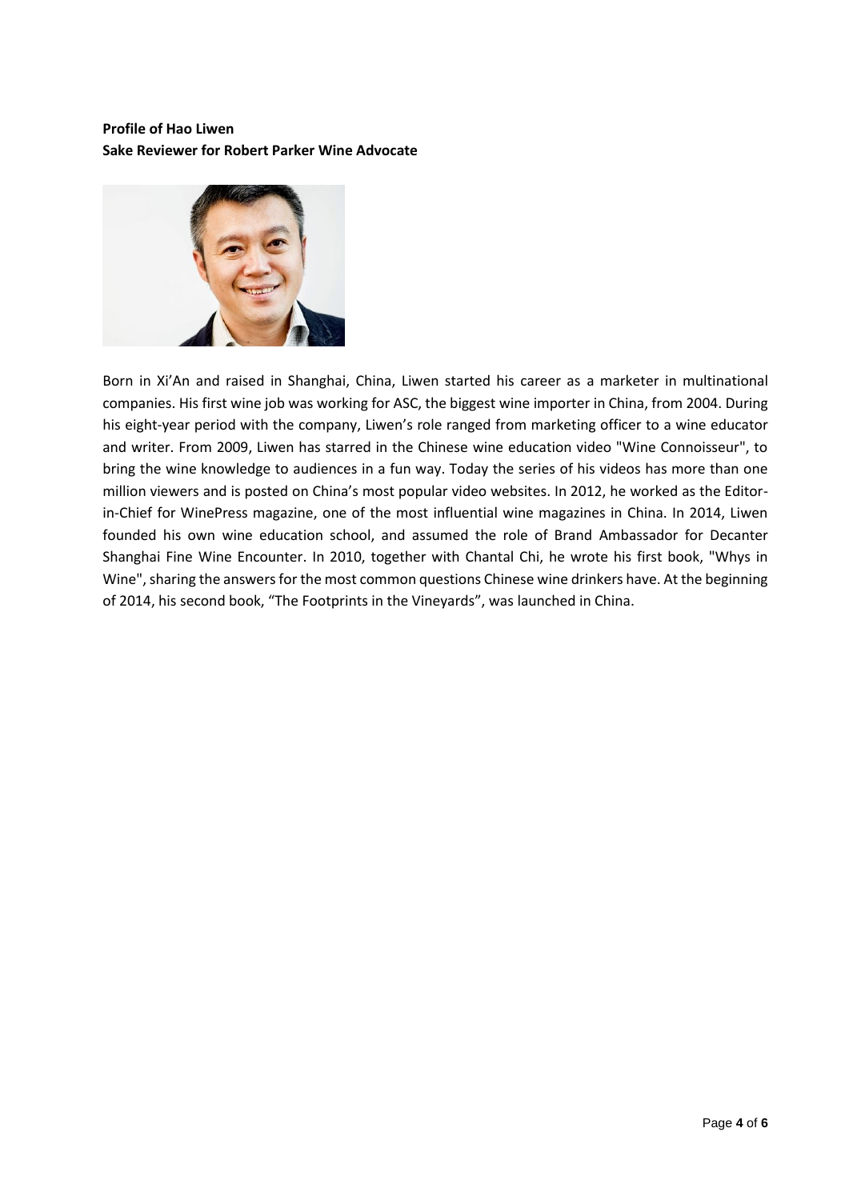**Profile of Hao Liwen**
**Sake Reviewer for Robert Parker Wine Advocate**

Born in Xi'An and raised in Shanghai, China, Liwen started his career as a marketer in multinational companies. His first wine job was working for ASC, the biggest wine importer in China, from 2004. During his eight-year period with the company, Liwen's role ranged from marketing officer to a wine educator and writer. From 2009, Liwen has starred in the Chinese wine education video "Wine Connoisseur", to bring the wine knowledge to audiences in a fun way. Today the series of his videos has more than one million viewers and is posted on China's most popular video websites. In 2012, he worked as the Editor-in-Chief for WinePress magazine, one of the most influential wine magazines in China. In 2014, Liwen founded his own wine education school, and assumed the role of Brand Ambassador for Decanter Shanghai Fine Wine Encounter. In 2010, together with Chantal Chi, he wrote his first book, "Whys in Wine", sharing the answers for the most common questions Chinese wine drinkers have. At the beginning of 2014, his second book, "The Footprints in the Vineyards", was launched in China.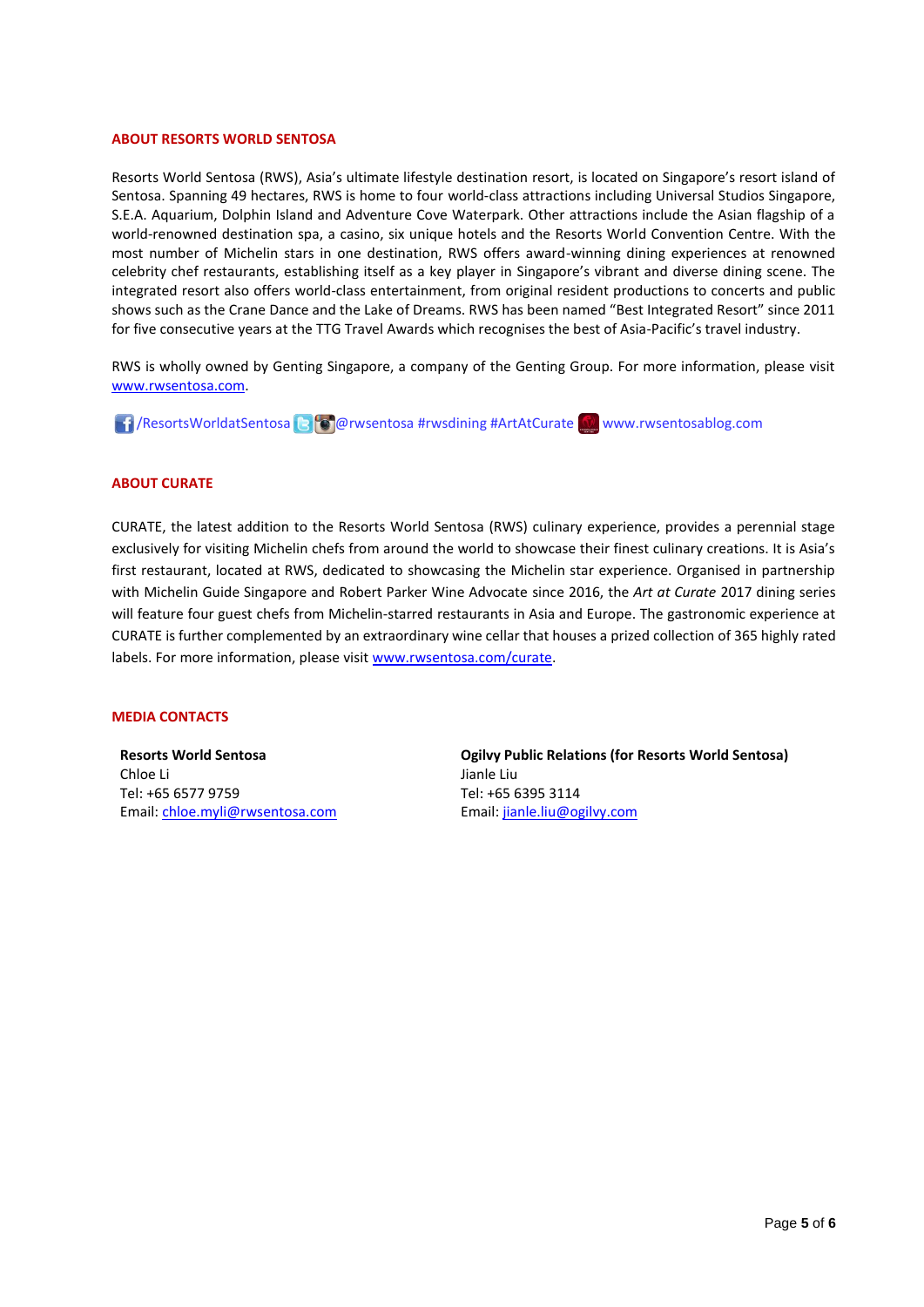## ABOUT RESORTS WORLD SENTOSA

Resorts World Sentosa (RWS), Asia's ultimate lifestyle destination resort, is located on Singapore's resort island of Sentosa. Spanning 49 hectares, RWS is home to four world-class attractions including Universal Studios Singapore, S.E.A. Aquarium, Dolphin Island and Adventure Cove Waterpark. Other attractions include the Asian flagship of a world-renowned destination spa, a casino, six unique hotels and the Resorts World Convention Centre. With the most number of Michelin stars in one destination, RWS offers award-winning dining experiences at renowned celebrity chef restaurants, establishing itself as a key player in Singapore's vibrant and diverse dining scene. The integrated resort also offers world-class entertainment, from original resident productions to concerts and public shows such as the Crane Dance and the Lake of Dreams. RWS has been named "Best Integrated Resort" since 2011 for five consecutive years at the TTG Travel Awards which recognises the best of Asia-Pacific's travel industry.

RWS is wholly owned by Genting Singapore, a company of the Genting Group. For more information, please visit [www.rwsentosa.com](http://www.rwsentosa.com).

/ResortsWorldatSentosa @rwsentosa #rwsdining #ArtAtCurate www.rwsentosablog.com

## ABOUT CURATE

CURATE, the latest addition to the Resorts World Sentosa (RWS) culinary experience, provides a perennial stage exclusively for visiting Michelin chefs from around the world to showcase their finest culinary creations. It is Asia's first restaurant, located at RWS, dedicated to showcasing the Michelin star experience. Organised in partnership with Michelin Guide Singapore and Robert Parker Wine Advocate since 2016, the *Art at Curate* 2017 dining series will feature four guest chefs from Michelin-starred restaurants in Asia and Europe. The gastronomic experience at CURATE is further complemented by an extraordinary wine cellar that houses a prized collection of 365 highly rated labels. For more information, please visit [www.rwsentosa.com/curate](http://www.rwsentosa.com/curate).

## MEDIA CONTACTS

**Resorts World Sentosa**
Chloe Li
Tel: +65 6577 9759
Email: [chloe.myli@rwsentosa.com](mailto:chloe.myli@rwsentosa.com)

**Ogilvy Public Relations (for Resorts World Sentosa)**
Jianle Liu
Tel: +65 6395 3114
Email: [jianle.liu@ogilvy.com](mailto:jianle.liu@ogilvy.com)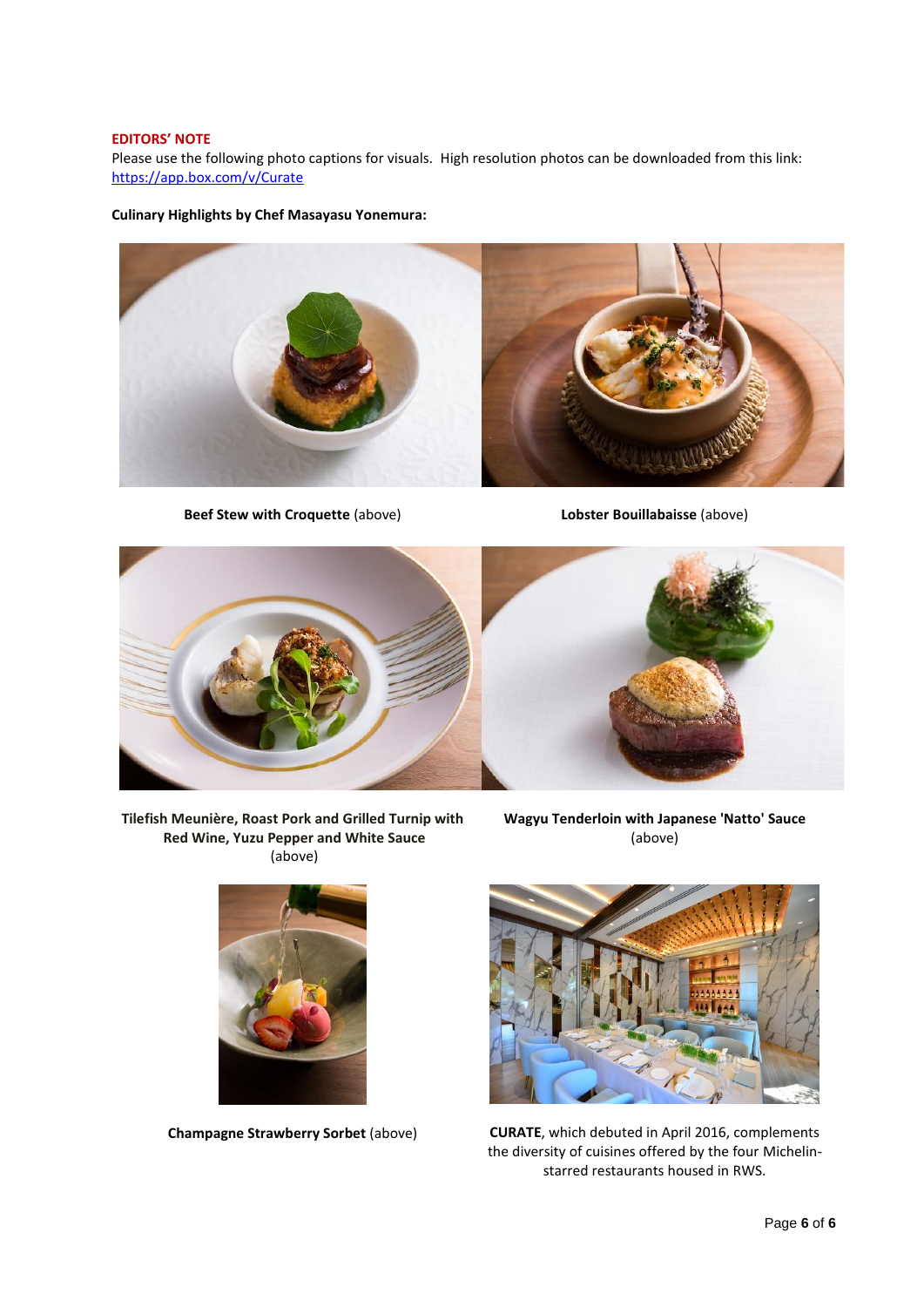**EDITORS' NOTE**

Please use the following photo captions for visuals. High resolution photos can be downloaded from this link: https://app.box.com/v/Curate

**Culinary Highlights by Chef Masayasu Yonemura:**

**Beef Stew with Croquette** (above)

**Lobster Bouillabaisse** (above)

**Tilefish Meunière, Roast Pork and Grilled Turnip with Red Wine, Yuzu Pepper and White Sauce** (above)

**Wagyu Tenderloin with Japanese 'Natto' Sauce** (above)

**Champagne Strawberry Sorbet** (above)

**CURATE**, which debuted in April 2016, complements the diversity of cuisines offered by the four Michelin-starred restaurants housed in RWS.